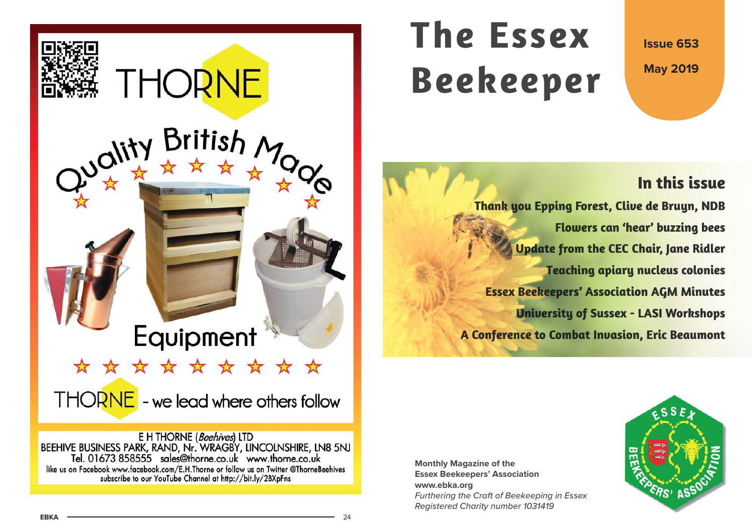THORNE

Quality British Made

Equipment

THORNE - we lead where others follow

E H THORNE (*Beehives*) LTD
BEEHIVE BUSINESS PARK, RAND, Nr. WRAGBY, LINCOLNSHIRE, LN8 5NJ
Tel. 01673 858555 sales@thorne.co.uk www.thorne.co.uk
like us on Facebook www.facebook.com/E.H.Thorne or follow us on Twitter @ThorneBeehives
subscribe to our YouTube Channel at http://bit.ly/2BXpFns

# The Essex Beekeeper

**Issue 653**

**May 2019**

## In this issue

**Thank you Epping Forest, Clive de Bruyn, NDB**

**Flowers can 'hear' buzzing bees**

**Update from the CEC Chair, Jane Ridler**

**Teaching apiary nucleus colonies**

**Essex Beekeepers' Association AGM Minutes**

**University of Sussex - LASI Workshops**

**A Conference to Combat Invasion, Eric Beaumont**

**Monthly Magazine of the**
**Essex Beekeepers' Association**
**www.ebka.org**
*Furthering the Craft of Beekeeping in Essex*
*Registered Charity number 1031419*

ESSEX BEEKEEPERS' ASSOCIATION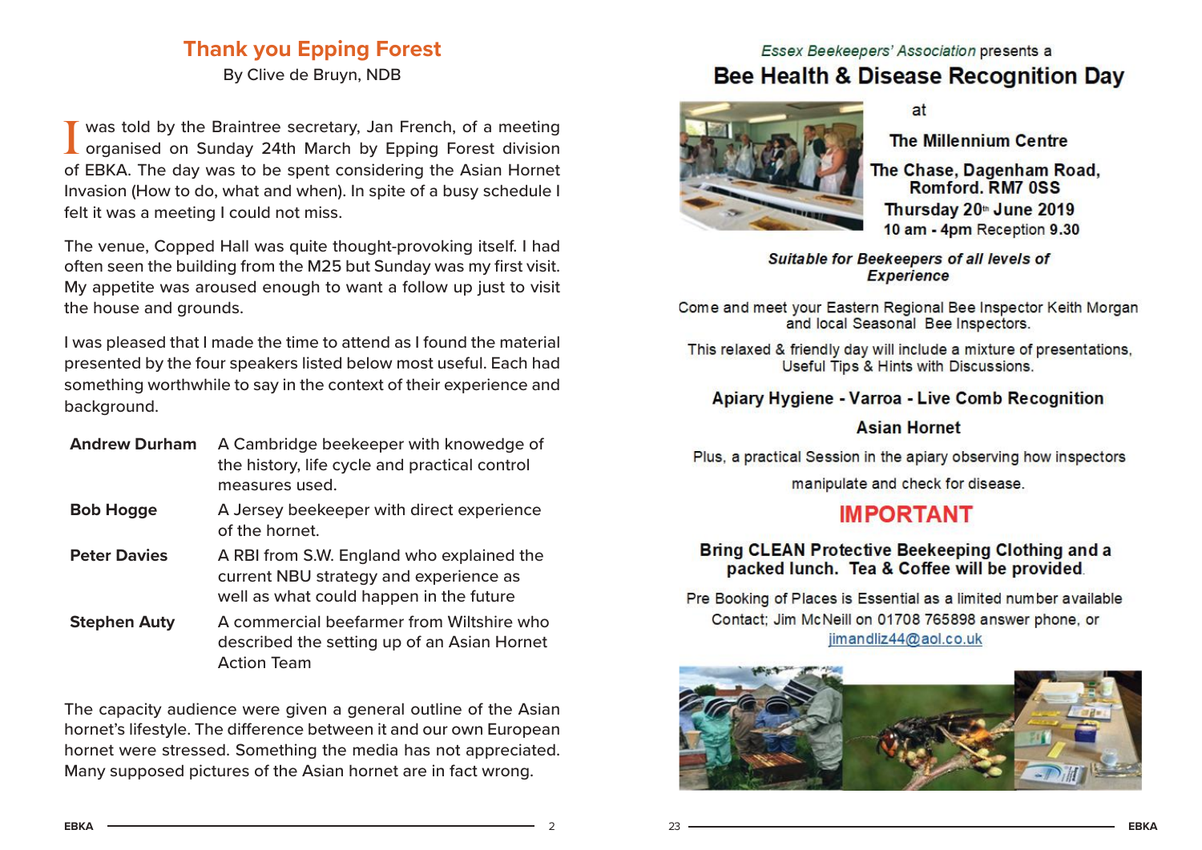## Thank you Epping Forest

By Clive de Bruyn, NDB

I was told by the Braintree secretary, Jan French, of a meeting organised on Sunday 24th March by Epping Forest division of EBKA. The day was to be spent considering the Asian Hornet Invasion (How to do, what and when). In spite of a busy schedule I felt it was a meeting I could not miss.

The venue, Copped Hall was quite thought-provoking itself. I had often seen the building from the M25 but Sunday was my first visit. My appetite was aroused enough to want a follow up just to visit the house and grounds.

I was pleased that I made the time to attend as I found the material presented by the four speakers listed below most useful. Each had something worthwhile to say in the context of their experience and background.

| | |
|---|---|
| **Andrew Durham** | A Cambridge beekeeper with knowedge of the history, life cycle and practical control measures used. |
| **Bob Hogge** | A Jersey beekeeper with direct experience of the hornet. |
| **Peter Davies** | A RBI from S.W. England who explained the current NBU strategy and experience as well as what could happen in the future |
| **Stephen Auty** | A commercial beefarmer from Wiltshire who described the setting up of an Asian Hornet Action Team |

The capacity audience were given a general outline of the Asian hornet's lifestyle. The difference between it and our own European hornet were stressed. Something the media has not appreciated. Many supposed pictures of the Asian hornet are in fact wrong.

*Essex Beekeepers' Association* presents a

## Bee Health & Disease Recognition Day

at

**The Millennium Centre**

**The Chase, Dagenham Road, Romford. RM7 0SS**

**Thursday 20th June 2019**

**10 am - 4pm** Reception 9.30

***Suitable for Beekeepers of all levels of Experience***

Come and meet your Eastern Regional Bee Inspector Keith Morgan and local Seasonal Bee Inspectors.

This relaxed & friendly day will include a mixture of presentations, Useful Tips & Hints with Discussions.

**Apiary Hygiene - Varroa - Live Comb Recognition**

**Asian Hornet**

Plus, a practical Session in the apiary observing how inspectors manipulate and check for disease.

**IMPORTANT**

**Bring CLEAN Protective Beekeeping Clothing and a packed lunch. Tea & Coffee will be provided.**

Pre Booking of Places is Essential as a limited number available

Contact; Jim McNeill on 01708 765898 answer phone, or jimandliz44@aol.co.uk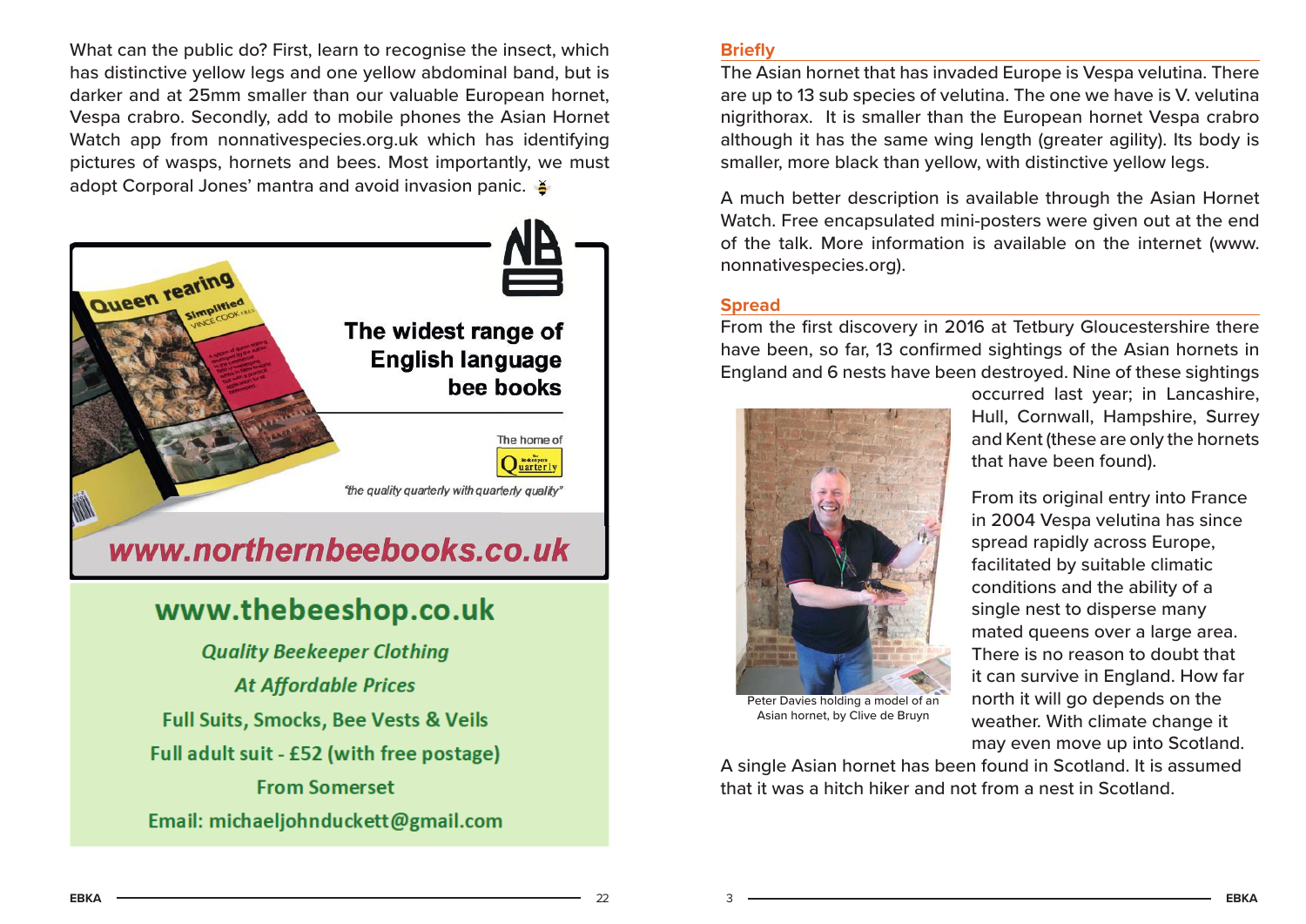What can the public do? First, learn to recognise the insect, which has distinctive yellow legs and one yellow abdominal band, but is darker and at 25mm smaller than our valuable European hornet, Vespa crabro. Secondly, add to mobile phones the Asian Hornet Watch app from nonnativespecies.org.uk which has identifying pictures of wasps, hornets and bees. Most importantly, we must adopt Corporal Jones' mantra and avoid invasion panic.

The widest range of English language bee books

The home of The Beekeepers Quarterly

"the quality quarterly with quarterly quality"

www.northernbeebooks.co.uk

www.thebeeshop.co.uk

*Quality Beekeeper Clothing*

*At Affordable Prices*

Full Suits, Smocks, Bee Vests & Veils

Full adult suit - £52 (with free postage)

From Somerset

Email: michaeljohnduckett@gmail.com

## Briefly

The Asian hornet that has invaded Europe is Vespa velutina. There are up to 13 sub species of velutina. The one we have is V. velutina nigrithorax. It is smaller than the European hornet Vespa crabro although it has the same wing length (greater agility). Its body is smaller, more black than yellow, with distinctive yellow legs.

A much better description is available through the Asian Hornet Watch. Free encapsulated mini-posters were given out at the end of the talk. More information is available on the internet (www.nonnativespecies.org).

## Spread

From the first discovery in 2016 at Tetbury Gloucestershire there have been, so far, 13 confirmed sightings of the Asian hornets in England and 6 nests have been destroyed. Nine of these sightings occurred last year; in Lancashire, Hull, Cornwall, Hampshire, Surrey and Kent (these are only the hornets that have been found).

Peter Davies holding a model of an Asian hornet, by Clive de Bruyn

From its original entry into France in 2004 Vespa velutina has since spread rapidly across Europe, facilitated by suitable climatic conditions and the ability of a single nest to disperse many mated queens over a large area. There is no reason to doubt that it can survive in England. How far north it will go depends on the weather. With climate change it may even move up into Scotland. A single Asian hornet has been found in Scotland. It is assumed that it was a hitch hiker and not from a nest in Scotland.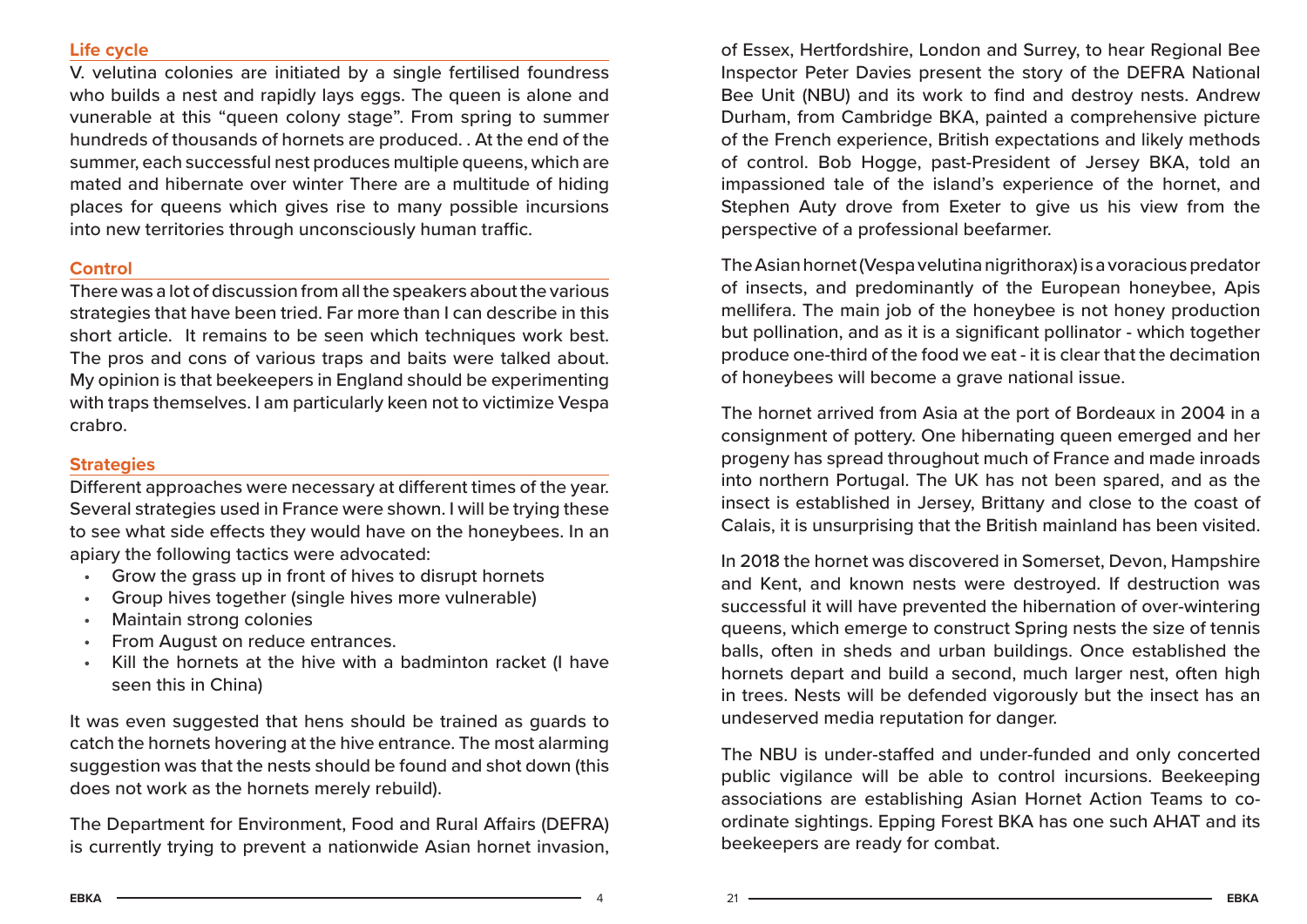### Life cycle

V. velutina colonies are initiated by a single fertilised foundress who builds a nest and rapidly lays eggs. The queen is alone and vunerable at this "queen colony stage". From spring to summer hundreds of thousands of hornets are produced. . At the end of the summer, each successful nest produces multiple queens, which are mated and hibernate over winter There are a multitude of hiding places for queens which gives rise to many possible incursions into new territories through unconsciously human traffic.

### Control

There was a lot of discussion from all the speakers about the various strategies that have been tried. Far more than I can describe in this short article. It remains to be seen which techniques work best. The pros and cons of various traps and baits were talked about. My opinion is that beekeepers in England should be experimenting with traps themselves. I am particularly keen not to victimize Vespa crabro.

### Strategies

Different approaches were necessary at different times of the year. Several strategies used in France were shown. I will be trying these to see what side effects they would have on the honeybees. In an apiary the following tactics were advocated:

- Grow the grass up in front of hives to disrupt hornets
- Group hives together (single hives more vulnerable)
- Maintain strong colonies
- From August on reduce entrances.
- Kill the hornets at the hive with a badminton racket (I have seen this in China)

It was even suggested that hens should be trained as guards to catch the hornets hovering at the hive entrance. The most alarming suggestion was that the nests should be found and shot down (this does not work as the hornets merely rebuild).

The Department for Environment, Food and Rural Affairs (DEFRA) is currently trying to prevent a nationwide Asian hornet invasion,

of Essex, Hertfordshire, London and Surrey, to hear Regional Bee Inspector Peter Davies present the story of the DEFRA National Bee Unit (NBU) and its work to find and destroy nests. Andrew Durham, from Cambridge BKA, painted a comprehensive picture of the French experience, British expectations and likely methods of control. Bob Hogge, past-President of Jersey BKA, told an impassioned tale of the island's experience of the hornet, and Stephen Auty drove from Exeter to give us his view from the perspective of a professional beefarmer.

The Asian hornet (Vespa velutina nigrithorax) is a voracious predator of insects, and predominantly of the European honeybee, Apis mellifera. The main job of the honeybee is not honey production but pollination, and as it is a significant pollinator - which together produce one-third of the food we eat - it is clear that the decimation of honeybees will become a grave national issue.

The hornet arrived from Asia at the port of Bordeaux in 2004 in a consignment of pottery. One hibernating queen emerged and her progeny has spread throughout much of France and made inroads into northern Portugal. The UK has not been spared, and as the insect is established in Jersey, Brittany and close to the coast of Calais, it is unsurprising that the British mainland has been visited.

In 2018 the hornet was discovered in Somerset, Devon, Hampshire and Kent, and known nests were destroyed. If destruction was successful it will have prevented the hibernation of over-wintering queens, which emerge to construct Spring nests the size of tennis balls, often in sheds and urban buildings. Once established the hornets depart and build a second, much larger nest, often high in trees. Nests will be defended vigorously but the insect has an undeserved media reputation for danger.

The NBU is under-staffed and under-funded and only concerted public vigilance will be able to control incursions. Beekeeping associations are establishing Asian Hornet Action Teams to co-ordinate sightings. Epping Forest BKA has one such AHAT and its beekeepers are ready for combat.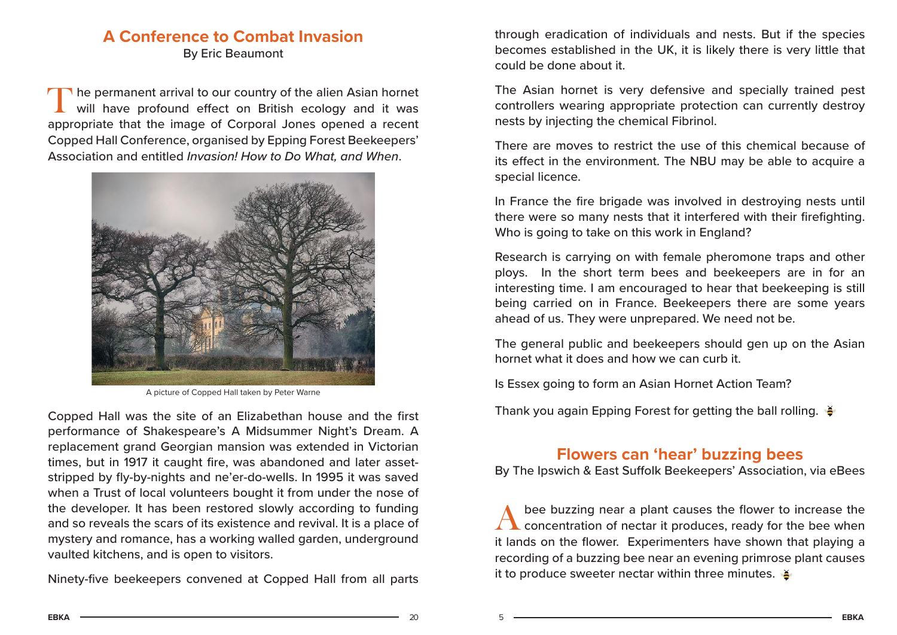## A Conference to Combat Invasion

By Eric Beaumont

The permanent arrival to our country of the alien Asian hornet will have profound effect on British ecology and it was appropriate that the image of Corporal Jones opened a recent Copped Hall Conference, organised by Epping Forest Beekeepers' Association and entitled *Invasion! How to Do What, and When*.

A picture of Copped Hall taken by Peter Warne

Copped Hall was the site of an Elizabethan house and the first performance of Shakespeare's A Midsummer Night's Dream. A replacement grand Georgian mansion was extended in Victorian times, but in 1917 it caught fire, was abandoned and later asset-stripped by fly-by-nights and ne'er-do-wells. In 1995 it was saved when a Trust of local volunteers bought it from under the nose of the developer. It has been restored slowly according to funding and so reveals the scars of its existence and revival. It is a place of mystery and romance, has a working walled garden, underground vaulted kitchens, and is open to visitors.

Ninety-five beekeepers convened at Copped Hall from all parts

through eradication of individuals and nests. But if the species becomes established in the UK, it is likely there is very little that could be done about it.

The Asian hornet is very defensive and specially trained pest controllers wearing appropriate protection can currently destroy nests by injecting the chemical Fibrinol.

There are moves to restrict the use of this chemical because of its effect in the environment. The NBU may be able to acquire a special licence.

In France the fire brigade was involved in destroying nests until there were so many nests that it interfered with their firefighting. Who is going to take on this work in England?

Research is carrying on with female pheromone traps and other ploys. In the short term bees and beekeepers are in for an interesting time. I am encouraged to hear that beekeeping is still being carried on in France. Beekeepers there are some years ahead of us. They were unprepared. We need not be.

The general public and beekeepers should gen up on the Asian hornet what it does and how we can curb it.

Is Essex going to form an Asian Hornet Action Team?

Thank you again Epping Forest for getting the ball rolling.

## Flowers can 'hear' buzzing bees

By The Ipswich & East Suffolk Beekeepers' Association, via eBees

A bee buzzing near a plant causes the flower to increase the concentration of nectar it produces, ready for the bee when it lands on the flower. Experimenters have shown that playing a recording of a buzzing bee near an evening primrose plant causes it to produce sweeter nectar within three minutes.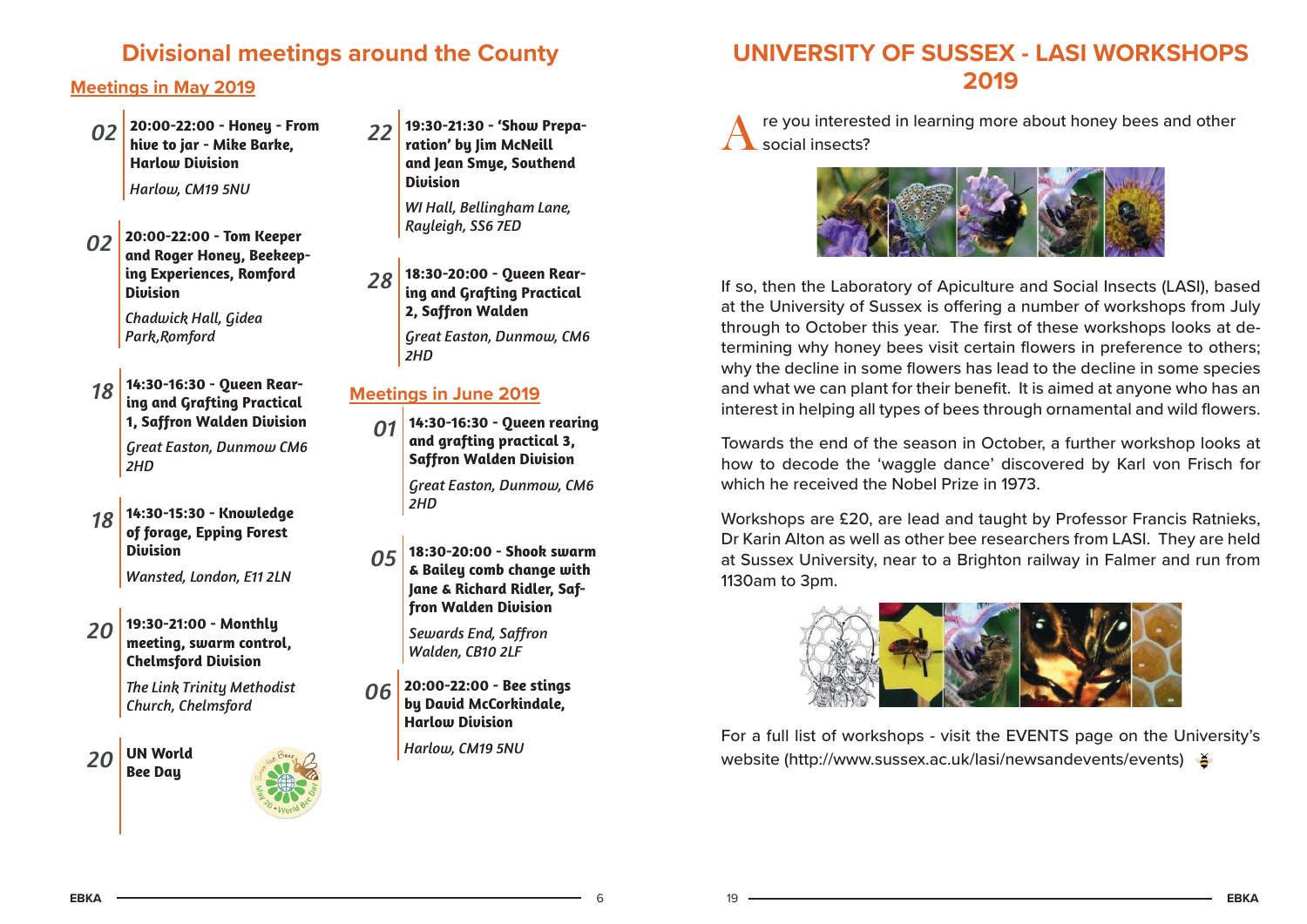# Divisional meetings around the County

## Meetings in May 2019

**02** **20:00-22:00 - Honey - From hive to jar - Mike Barke, Harlow Division**
*Harlow, CM19 5NU*

**02** **20:00-22:00 - Tom Keeper and Roger Honey, Beekeeping Experiences, Romford Division**
*Chadwick Hall, Gidea Park,Romford*

**18** **14:30-16:30 - Queen Rearing and Grafting Practical 1, Saffron Walden Division**
*Great Easton, Dunmow CM6 2HD*

**18** **14:30-15:30 - Knowledge of forage, Epping Forest Division**
*Wansted, London, E11 2LN*

**20** **19:30-21:00 - Monthly meeting, swarm control, Chelmsford Division**
*The Link Trinity Methodist Church, Chelmsford*

**20** **UN World Bee Day**

**22** **19:30-21:30 - 'Show Preparation' by Jim McNeill and Jean Smye, Southend Division**
*WI Hall, Bellingham Lane, Rayleigh, SS6 7ED*

**28** **18:30-20:00 - Queen Rearing and Grafting Practical 2, Saffron Walden**
*Great Easton, Dunmow, CM6 2HD*

## Meetings in June 2019

**01** **14:30-16:30 - Queen rearing and grafting practical 3, Saffron Walden Division**
*Great Easton, Dunmow, CM6 2HD*

**05** **18:30-20:00 - Shook swarm & Bailey comb change with Jane & Richard Ridler, Saffron Walden Division**
*Sewards End, Saffron Walden, CB10 2LF*

**06** **20:00-22:00 - Bee stings by David McCorkindale, Harlow Division**
*Harlow, CM19 5NU*

# UNIVERSITY OF SUSSEX - LASI WORKSHOPS 2019

Are you interested in learning more about honey bees and other social insects?

If so, then the Laboratory of Apiculture and Social Insects (LASI), based at the University of Sussex is offering a number of workshops from July through to October this year. The first of these workshops looks at determining why honey bees visit certain flowers in preference to others; why the decline in some flowers has lead to the decline in some species and what we can plant for their benefit. It is aimed at anyone who has an interest in helping all types of bees through ornamental and wild flowers.

Towards the end of the season in October, a further workshop looks at how to decode the 'waggle dance' discovered by Karl von Frisch for which he received the Nobel Prize in 1973.

Workshops are £20, are lead and taught by Professor Francis Ratnieks, Dr Karin Alton as well as other bee researchers from LASI. They are held at Sussex University, near to a Brighton railway in Falmer and run from 1130am to 3pm.

For a full list of workshops - visit the EVENTS page on the University's website (http://www.sussex.ac.uk/lasi/newsandevents/events)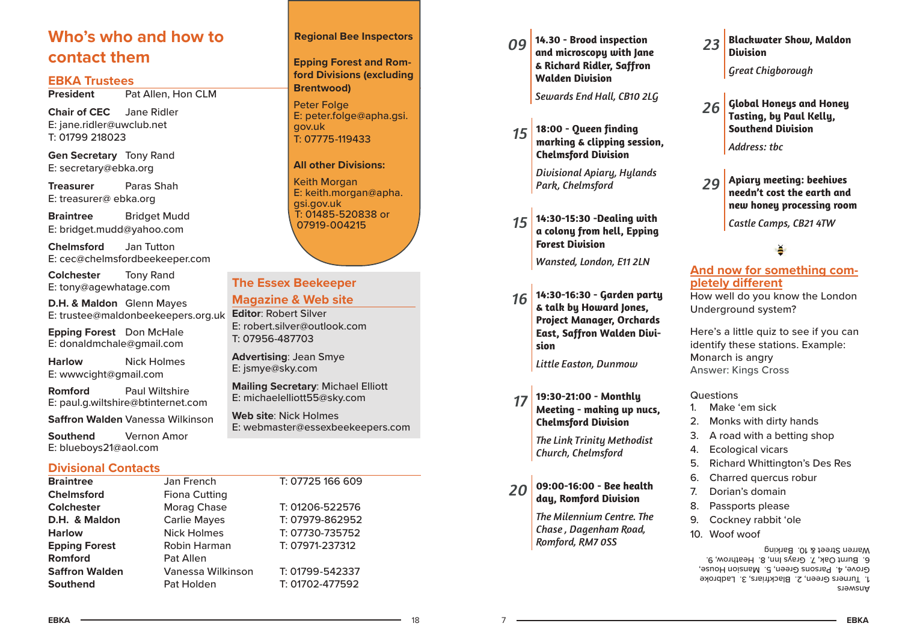# Who's who and how to contact them

## EBKA Trustees

**President** Pat Allen, Hon CLM

**Chair of CEC** Jane Ridler
E: jane.ridler@uwclub.net
T: 01799 218023

**Gen Secretary** Tony Rand
E: secretary@ebka.org

**Treasurer** Paras Shah
E: treasurer@ ebka.org

**Braintree** Bridget Mudd
E: bridget.mudd@yahoo.com

**Chelmsford** Jan Tutton
E: cec@chelmsfordbeekeeper.com

**Colchester** Tony Rand
E: tony@agewhatage.com

**D.H. & Maldon** Glenn Mayes
E: trustee@maldonbeekeepers.org.uk

**Epping Forest** Don McHale
E: donaldmchale@gmail.com

**Harlow** Nick Holmes
E: wwwcight@gmail.com

**Romford** Paul Wiltshire
E: paul.g.wiltshire@btinternet.com

**Saffron Walden** Vanessa Wilkinson

**Southend** Vernon Amor
E: blueboys21@aol.com

## Regional Bee Inspectors

**Epping Forest and Romford Divisions (excluding Brentwood)**

Peter Folge
E: peter.folge@apha.gsi.gov.uk
T: 07775-119433

**All other Divisions:**

Keith Morgan
E: keith.morgan@apha.gsi.gov.uk
T: 01485-520838 or 07919-004215

## The Essex Beekeeper Magazine & Web site

**Editor**: Robert Silver
E: robert.silver@outlook.com
T: 07956-487703

**Advertising**: Jean Smye
E: jsmye@sky.com

**Mailing Secretary**: Michael Elliott
E: michaelelliott55@sky.com

**Web site**: Nick Holmes
E: webmaster@essexbeekeepers.com

## Divisional Contacts

| | | |
|---|---|---|
| **Braintree** | Jan French | T: 07725 166 609 |
| **Chelmsford** | Fiona Cutting | |
| **Colchester** | Morag Chase | T: 01206-522576 |
| **D.H. & Maldon** | Carlie Mayes | T: 07979-862952 |
| **Harlow** | Nick Holmes | T: 07730-735752 |
| **Epping Forest** | Robin Harman | T: 07971-237312 |
| **Romford** | Pat Allen | |
| **Saffron Walden** | Vanessa Wilkinson | T: 01799-542337 |
| **Southend** | Pat Holden | T: 01702-477592 |

**09** — **14.30 - Brood inspection and microscopy with Jane & Richard Ridler, Saffron Walden Division**
*Sewards End Hall, CB10 2LG*

**15** — **18:00 - Queen finding marking & clipping session, Chelmsford Division**
*Divisional Apiary, Hylands Park, Chelmsford*

**15** — **14:30-15:30 -Dealing with a colony from hell, Epping Forest Division**
*Wansted, London, E11 2LN*

**16** — **14:30-16:30 - Garden party & talk by Howard Jones, Project Manager, Orchards East, Saffron Walden Division**
*Little Easton, Dunmow*

**17** — **19:30-21:00 - Monthly Meeting - making up nucs, Chelmsford Division**
*The Link Trinity Methodist Church, Chelmsford*

**20** — **09:00-16:00 - Bee health day, Romford Division**
*The Milennium Centre. The Chase , Dagenham Road, Romford, RM7 0SS*

**23** — **Blackwater Show, Maldon Division**
*Great Chigborough*

**26** — **Global Honeys and Honey Tasting, by Paul Kelly, Southend Division**
*Address: tbc*

**29** — **Apiary meeting: beehives needn't cost the earth and new honey processing room**
*Castle Camps, CB21 4TW*

## And now for something completely different

How well do you know the London Underground system?

Here's a little quiz to see if you can identify these stations. Example: Monarch is angry
Answer: Kings Cross

Questions
1. Make 'em sick
2. Monks with dirty hands
3. A road with a betting shop
4. Ecological vicars
5. Richard Whittington's Des Res
6. Charred quercus robur
7. Dorian's domain
8. Passports please
9. Cockney rabbit 'ole
10. Woof woof

Answers
1. Turners Green, 2. Blackfriars, 3. Ladbroke Grove, 4. Parsons Green, 5. Mansion House, 6. Burnt Oak, 7. Grays Inn, 8. Heathrow, 9. Warren Street & 10. Barking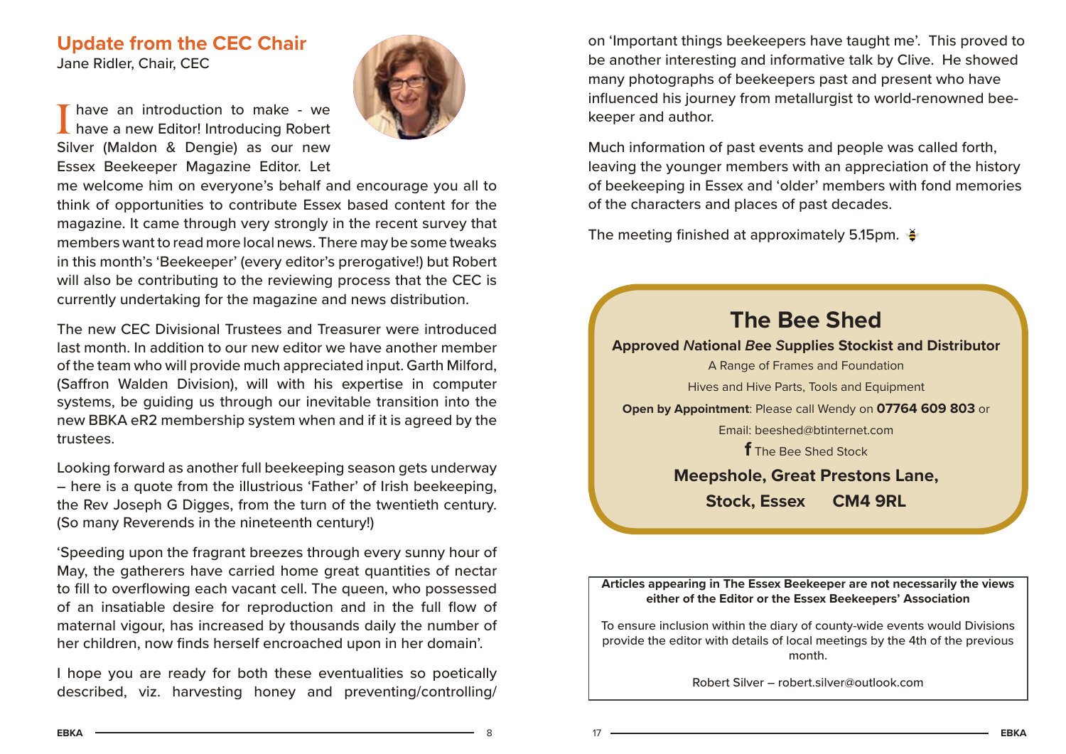## Update from the CEC Chair

Jane Ridler, Chair, CEC

I have an introduction to make - we have a new Editor! Introducing Robert Silver (Maldon & Dengie) as our new Essex Beekeeper Magazine Editor. Let me welcome him on everyone's behalf and encourage you all to think of opportunities to contribute Essex based content for the magazine. It came through very strongly in the recent survey that members want to read more local news. There may be some tweaks in this month's 'Beekeeper' (every editor's prerogative!) but Robert will also be contributing to the reviewing process that the CEC is currently undertaking for the magazine and news distribution.

The new CEC Divisional Trustees and Treasurer were introduced last month. In addition to our new editor we have another member of the team who will provide much appreciated input. Garth Milford, (Saffron Walden Division), will with his expertise in computer systems, be guiding us through our inevitable transition into the new BBKA eR2 membership system when and if it is agreed by the trustees.

Looking forward as another full beekeeping season gets underway – here is a quote from the illustrious 'Father' of Irish beekeeping, the Rev Joseph G Digges, from the turn of the twentieth century. (So many Reverends in the nineteenth century!)

'Speeding upon the fragrant breezes through every sunny hour of May, the gatherers have carried home great quantities of nectar to fill to overflowing each vacant cell. The queen, who possessed of an insatiable desire for reproduction and in the full flow of maternal vigour, has increased by thousands daily the number of her children, now finds herself encroached upon in her domain'.

I hope you are ready for both these eventualities so poetically described, viz. harvesting honey and preventing/controlling/

on 'Important things beekeepers have taught me'. This proved to be another interesting and informative talk by Clive. He showed many photographs of beekeepers past and present who have influenced his journey from metallurgist to world-renowned bee-keeper and author.

Much information of past events and people was called forth, leaving the younger members with an appreciation of the history of beekeeping in Essex and 'older' members with fond memories of the characters and places of past decades.

The meeting finished at approximately 5.15pm.

## The Bee Shed

**Approved *N*ational *B*ee *S*upplies Stockist and Distributor**

A Range of Frames and Foundation

Hives and Hive Parts, Tools and Equipment

**Open by Appointment**: Please call Wendy on **07764 609 803** or

Email: beeshed@btinternet.com

f The Bee Shed Stock

**Meepshole, Great Prestons Lane,**

**Stock, Essex CM4 9RL**

**Articles appearing in The Essex Beekeeper are not necessarily the views either of the Editor or the Essex Beekeepers' Association**

To ensure inclusion within the diary of county-wide events would Divisions provide the editor with details of local meetings by the 4th of the previous month.

Robert Silver – robert.silver@outlook.com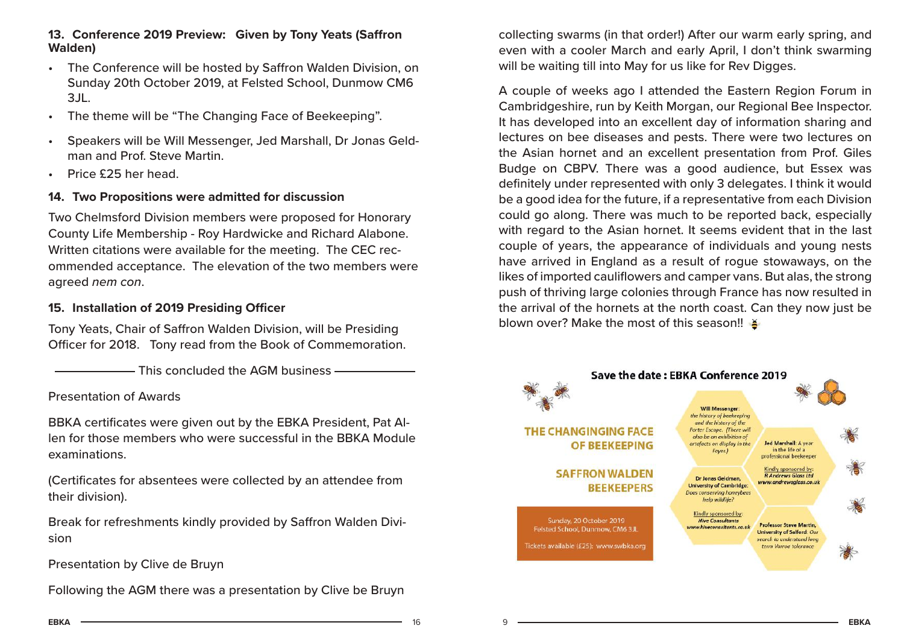### 13. Conference 2019 Preview: Given by Tony Yeats (Saffron Walden)

- The Conference will be hosted by Saffron Walden Division, on Sunday 20th October 2019, at Felsted School, Dunmow CM6 3JL.
- The theme will be "The Changing Face of Beekeeping".
- Speakers will be Will Messenger, Jed Marshall, Dr Jonas Geldman and Prof. Steve Martin.
- Price £25 her head.

### 14. Two Propositions were admitted for discussion

Two Chelmsford Division members were proposed for Honorary County Life Membership - Roy Hardwicke and Richard Alabone. Written citations were available for the meeting. The CEC recommended acceptance. The elevation of the two members were agreed *nem con*.

### 15. Installation of 2019 Presiding Officer

Tony Yeats, Chair of Saffron Walden Division, will be Presiding Officer for 2018. Tony read from the Book of Commemoration.

This concluded the AGM business

Presentation of Awards

BBKA certificates were given out by the EBKA President, Pat Allen for those members who were successful in the BBKA Module examinations.

(Certificates for absentees were collected by an attendee from their division).

Break for refreshments kindly provided by Saffron Walden Division

Presentation by Clive de Bruyn

Following the AGM there was a presentation by Clive be Bruyn

collecting swarms (in that order!) After our warm early spring, and even with a cooler March and early April, I don't think swarming will be waiting till into May for us like for Rev Digges.

A couple of weeks ago I attended the Eastern Region Forum in Cambridgeshire, run by Keith Morgan, our Regional Bee Inspector. It has developed into an excellent day of information sharing and lectures on bee diseases and pests. There were two lectures on the Asian hornet and an excellent presentation from Prof. Giles Budge on CBPV. There was a good audience, but Essex was definitely under represented with only 3 delegates. I think it would be a good idea for the future, if a representative from each Division could go along. There was much to be reported back, especially with regard to the Asian hornet. It seems evident that in the last couple of years, the appearance of individuals and young nests have arrived in England as a result of rogue stowaways, on the likes of imported cauliflowers and camper vans. But alas, the strong push of thriving large colonies through France has now resulted in the arrival of the hornets at the north coast. Can they now just be blown over? Make the most of this season!!

**Save the date : EBKA Conference 2019**

THE CHANGING FACE OF BEEKEEPING

SAFFRON WALDEN BEEKEEPERS

Sunday, 20 October 2019
Felsted School, Dunmow, CM6 3JL

Tickets available (£25): www.swbka.org

**Will Messenger**: *the history of beekeeping and the history of the Porter Escape. (There will also be an exhibition of artefacts on display in the Foyer.)*

**Jed Marshall**: A year in the life of a professional beekeeper

Kindly sponsored by: *R Andrews Glass Ltd* *www.andrewsglass.co.uk*

**Dr Jonas Geldmen, University of Cambridge**: *Does conserving honeybees help wildlife?*

Kindly sponsored by: *Hive Consultants* *www.hiveconsultants.co.uk*

**Professor Steve Martin, University of Salford**: *Our search to understand long term Varroa tolerance*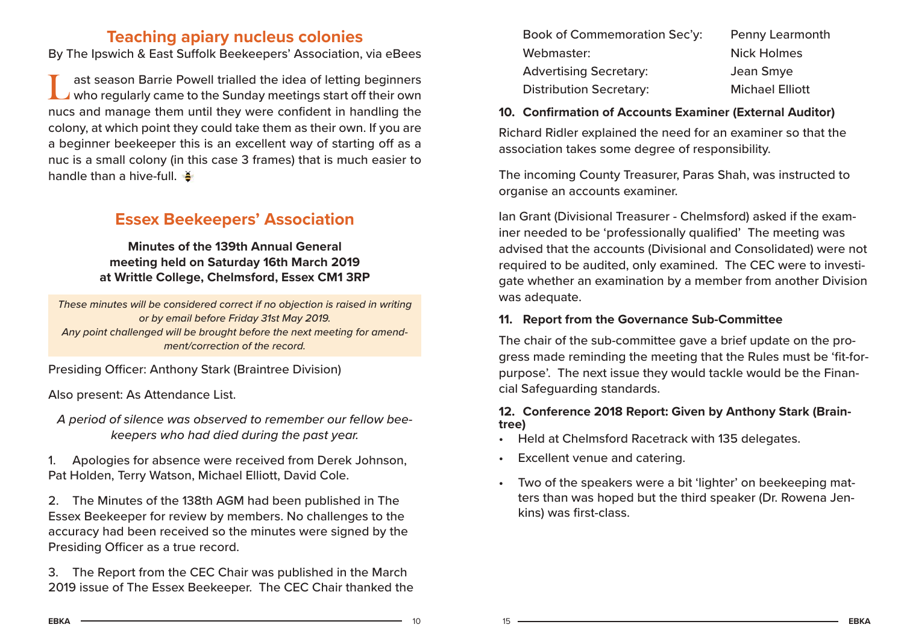## Teaching apiary nucleus colonies

By The Ipswich & East Suffolk Beekeepers' Association, via eBees

Last season Barrie Powell trialled the idea of letting beginners who regularly came to the Sunday meetings start off their own nucs and manage them until they were confident in handling the colony, at which point they could take them as their own. If you are a beginner beekeeper this is an excellent way of starting off as a nuc is a small colony (in this case 3 frames) that is much easier to handle than a hive-full.

## Essex Beekeepers' Association

**Minutes of the 139th Annual General meeting held on Saturday 16th March 2019 at Writtle College, Chelmsford, Essex CM1 3RP**

*These minutes will be considered correct if no objection is raised in writing or by email before Friday 31st May 2019.*
*Any point challenged will be brought before the next meeting for amendment/correction of the record.*

Presiding Officer: Anthony Stark (Braintree Division)

Also present: As Attendance List.

*A period of silence was observed to remember our fellow beekeepers who had died during the past year.*

1. Apologies for absence were received from Derek Johnson, Pat Holden, Terry Watson, Michael Elliott, David Cole.

2. The Minutes of the 138th AGM had been published in The Essex Beekeeper for review by members. No challenges to the accuracy had been received so the minutes were signed by the Presiding Officer as a true record.

3. The Report from the CEC Chair was published in the March 2019 issue of The Essex Beekeeper. The CEC Chair thanked the

| | |
|---|---|
| Book of Commemoration Sec'y: | Penny Learmonth |
| Webmaster: | Nick Holmes |
| Advertising Secretary: | Jean Smye |
| Distribution Secretary: | Michael Elliott |

**10. Confirmation of Accounts Examiner (External Auditor)**

Richard Ridler explained the need for an examiner so that the association takes some degree of responsibility.

The incoming County Treasurer, Paras Shah, was instructed to organise an accounts examiner.

Ian Grant (Divisional Treasurer - Chelmsford) asked if the examiner needed to be 'professionally qualified' The meeting was advised that the accounts (Divisional and Consolidated) were not required to be audited, only examined. The CEC were to investigate whether an examination by a member from another Division was adequate.

**11. Report from the Governance Sub-Committee**

The chair of the sub-committee gave a brief update on the progress made reminding the meeting that the Rules must be 'fit-for-purpose'. The next issue they would tackle would be the Financial Safeguarding standards.

**12. Conference 2018 Report: Given by Anthony Stark (Braintree)**

- Held at Chelmsford Racetrack with 135 delegates.
- Excellent venue and catering.
- Two of the speakers were a bit 'lighter' on beekeeping matters than was hoped but the third speaker (Dr. Rowena Jenkins) was first-class.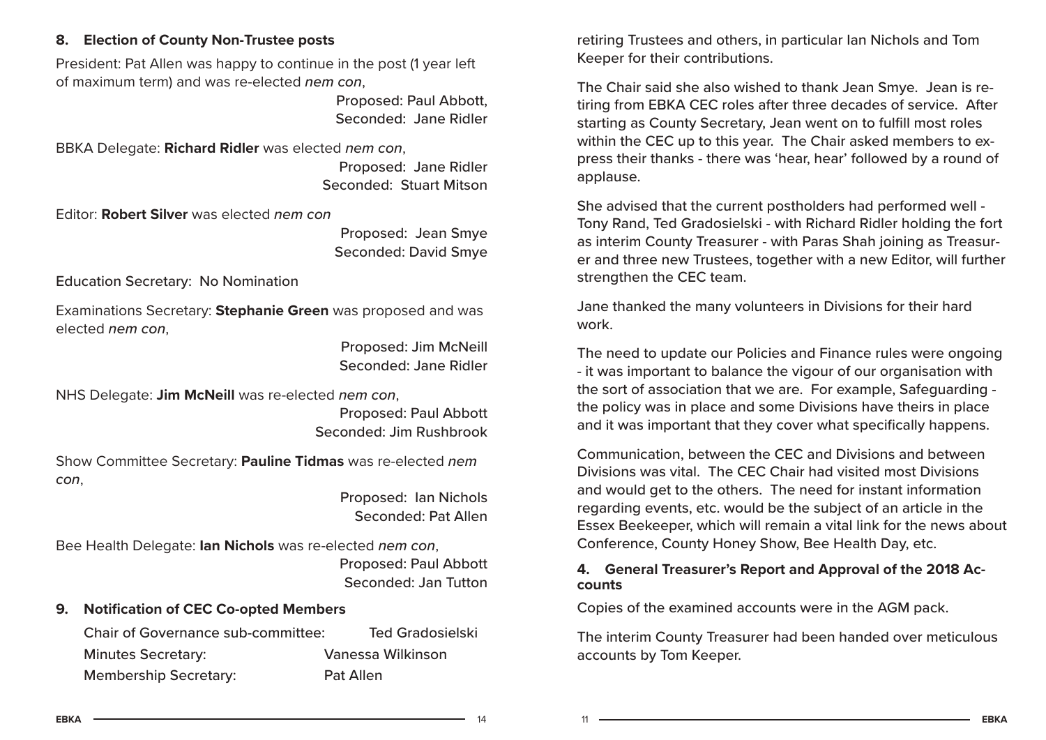## 8. Election of County Non-Trustee posts

President: Pat Allen was happy to continue in the post (1 year left of maximum term) and was re-elected *nem con*,

Proposed: Paul Abbott,
Seconded: Jane Ridler

BBKA Delegate: **Richard Ridler** was elected *nem con*,

Proposed: Jane Ridler
Seconded: Stuart Mitson

Editor: **Robert Silver** was elected *nem con*

Proposed: Jean Smye
Seconded: David Smye

Education Secretary: No Nomination

Examinations Secretary: **Stephanie Green** was proposed and was elected *nem con*,

Proposed: Jim McNeill
Seconded: Jane Ridler

NHS Delegate: **Jim McNeill** was re-elected *nem con*,

Proposed: Paul Abbott
Seconded: Jim Rushbrook

Show Committee Secretary: **Pauline Tidmas** was re-elected *nem con*,

Proposed: Ian Nichols
Seconded: Pat Allen

Bee Health Delegate: **Ian Nichols** was re-elected *nem con*,

Proposed: Paul Abbott
Seconded: Jan Tutton

## 9. Notification of CEC Co-opted Members

| | |
|---|---|
| Chair of Governance sub-committee: | Ted Gradosielski |
| Minutes Secretary: | Vanessa Wilkinson |
| Membership Secretary: | Pat Allen |

retiring Trustees and others, in particular Ian Nichols and Tom Keeper for their contributions.

The Chair said she also wished to thank Jean Smye. Jean is retiring from EBKA CEC roles after three decades of service. After starting as County Secretary, Jean went on to fulfill most roles within the CEC up to this year. The Chair asked members to express their thanks - there was 'hear, hear' followed by a round of applause.

She advised that the current postholders had performed well - Tony Rand, Ted Gradosielski - with Richard Ridler holding the fort as interim County Treasurer - with Paras Shah joining as Treasurer and three new Trustees, together with a new Editor, will further strengthen the CEC team.

Jane thanked the many volunteers in Divisions for their hard work.

The need to update our Policies and Finance rules were ongoing - it was important to balance the vigour of our organisation with the sort of association that we are. For example, Safeguarding - the policy was in place and some Divisions have theirs in place and it was important that they cover what specifically happens.

Communication, between the CEC and Divisions and between Divisions was vital. The CEC Chair had visited most Divisions and would get to the others. The need for instant information regarding events, etc. would be the subject of an article in the Essex Beekeeper, which will remain a vital link for the news about Conference, County Honey Show, Bee Health Day, etc.

## 4. General Treasurer's Report and Approval of the 2018 Accounts

Copies of the examined accounts were in the AGM pack.

The interim County Treasurer had been handed over meticulous accounts by Tom Keeper.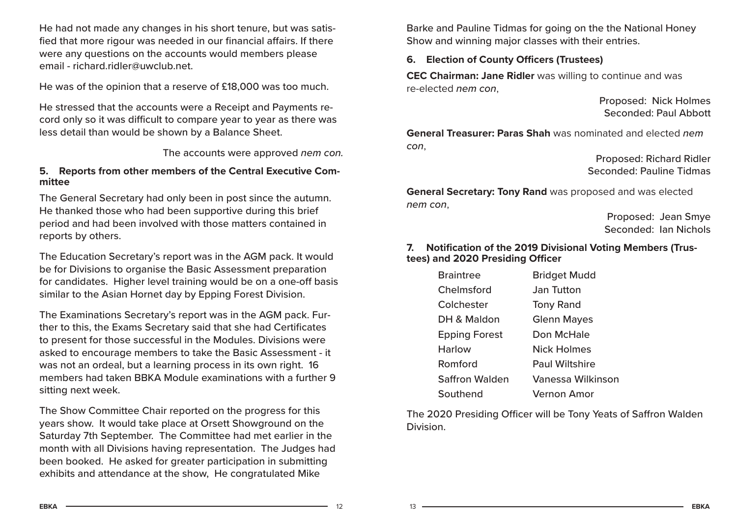He had not made any changes in his short tenure, but was satisfied that more rigour was needed in our financial affairs. If there were any questions on the accounts would members please email - richard.ridler@uwclub.net.

He was of the opinion that a reserve of £18,000 was too much.

He stressed that the accounts were a Receipt and Payments record only so it was difficult to compare year to year as there was less detail than would be shown by a Balance Sheet.

The accounts were approved *nem con.*

### 5. Reports from other members of the Central Executive Committee

The General Secretary had only been in post since the autumn. He thanked those who had been supportive during this brief period and had been involved with those matters contained in reports by others.

The Education Secretary's report was in the AGM pack. It would be for Divisions to organise the Basic Assessment preparation for candidates. Higher level training would be on a one-off basis similar to the Asian Hornet day by Epping Forest Division.

The Examinations Secretary's report was in the AGM pack. Further to this, the Exams Secretary said that she had Certificates to present for those successful in the Modules. Divisions were asked to encourage members to take the Basic Assessment - it was not an ordeal, but a learning process in its own right. 16 members had taken BBKA Module examinations with a further 9 sitting next week.

The Show Committee Chair reported on the progress for this years show. It would take place at Orsett Showground on the Saturday 7th September. The Committee had met earlier in the month with all Divisions having representation. The Judges had been booked. He asked for greater participation in submitting exhibits and attendance at the show, He congratulated Mike Barke and Pauline Tidmas for going on the the National Honey Show and winning major classes with their entries.

### 6. Election of County Officers (Trustees)

**CEC Chairman: Jane Ridler** was willing to continue and was re-elected *nem con*,

Proposed: Nick Holmes
Seconded: Paul Abbott

**General Treasurer: Paras Shah** was nominated and elected *nem con*,

Proposed: Richard Ridler
Seconded: Pauline Tidmas

**General Secretary: Tony Rand** was proposed and was elected *nem con*,

Proposed: Jean Smye
Seconded: Ian Nichols

### 7. Notification of the 2019 Divisional Voting Members (Trustees) and 2020 Presiding Officer

| | |
|---|---|
| Braintree | Bridget Mudd |
| Chelmsford | Jan Tutton |
| Colchester | Tony Rand |
| DH & Maldon | Glenn Mayes |
| Epping Forest | Don McHale |
| Harlow | Nick Holmes |
| Romford | Paul Wiltshire |
| Saffron Walden | Vanessa Wilkinson |
| Southend | Vernon Amor |

The 2020 Presiding Officer will be Tony Yeats of Saffron Walden Division.